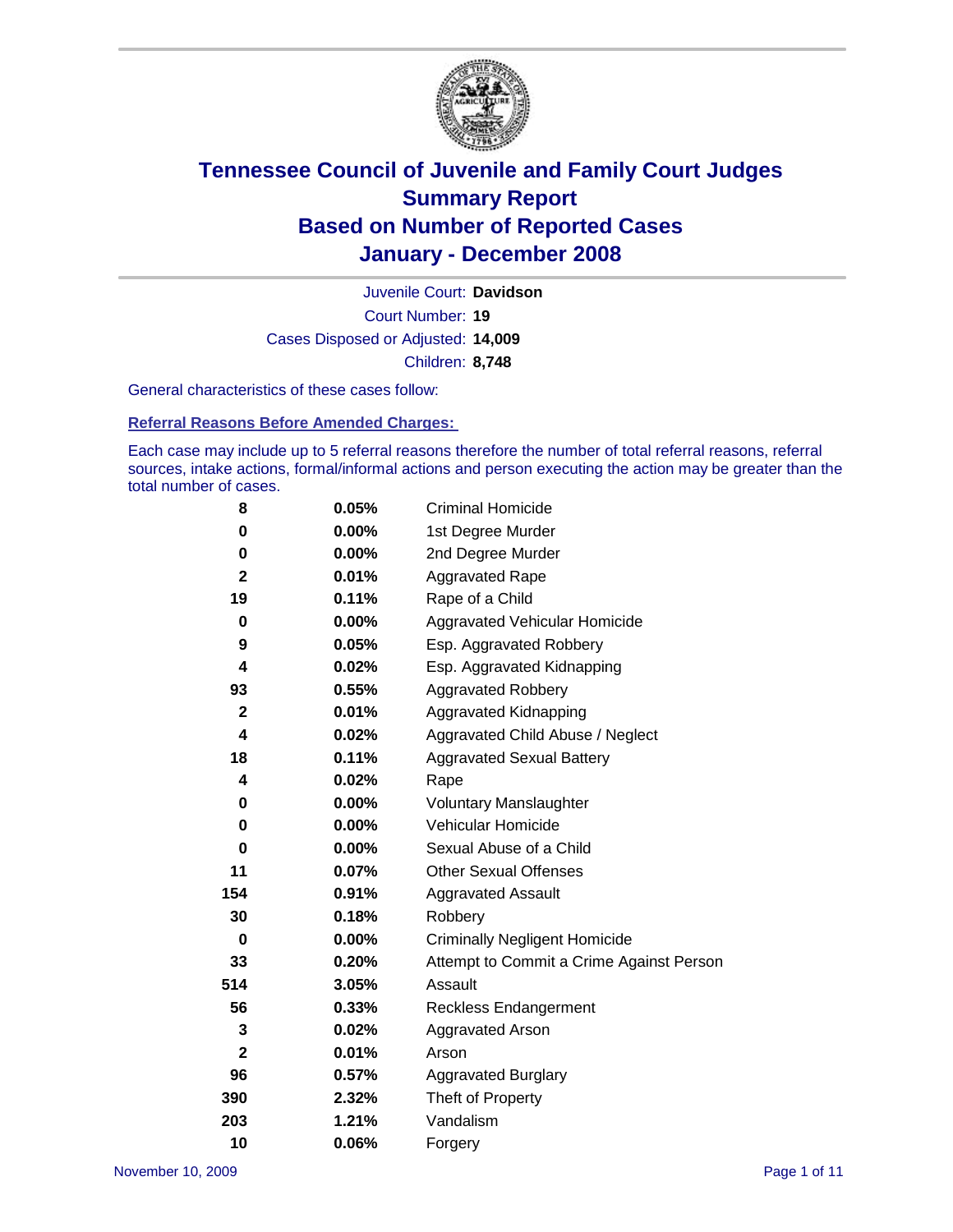# Tennessee Council of Juvenile and Family Court Judges
# Summary Report
# Based on Number of Reported Cases
# January - December 2008

Juvenile Court: **Davidson**

Court Number: **19**

Cases Disposed or Adjusted: **14,009**

Children: **8,748**

General characteristics of these cases follow:

## Referral Reasons Before Amended Charges:

Each case may include up to 5 referral reasons therefore the number of total referral reasons, referral sources, intake actions, formal/informal actions and person executing the action may be greater than the total number of cases.

| | | |
|---|---|---|
| 8 | 0.05% | Criminal Homicide |
| 0 | 0.00% | 1st Degree Murder |
| 0 | 0.00% | 2nd Degree Murder |
| 2 | 0.01% | Aggravated Rape |
| 19 | 0.11% | Rape of a Child |
| 0 | 0.00% | Aggravated Vehicular Homicide |
| 9 | 0.05% | Esp. Aggravated Robbery |
| 4 | 0.02% | Esp. Aggravated Kidnapping |
| 93 | 0.55% | Aggravated Robbery |
| 2 | 0.01% | Aggravated Kidnapping |
| 4 | 0.02% | Aggravated Child Abuse / Neglect |
| 18 | 0.11% | Aggravated Sexual Battery |
| 4 | 0.02% | Rape |
| 0 | 0.00% | Voluntary Manslaughter |
| 0 | 0.00% | Vehicular Homicide |
| 0 | 0.00% | Sexual Abuse of a Child |
| 11 | 0.07% | Other Sexual Offenses |
| 154 | 0.91% | Aggravated Assault |
| 30 | 0.18% | Robbery |
| 0 | 0.00% | Criminally Negligent Homicide |
| 33 | 0.20% | Attempt to Commit a Crime Against Person |
| 514 | 3.05% | Assault |
| 56 | 0.33% | Reckless Endangerment |
| 3 | 0.02% | Aggravated Arson |
| 2 | 0.01% | Arson |
| 96 | 0.57% | Aggravated Burglary |
| 390 | 2.32% | Theft of Property |
| 203 | 1.21% | Vandalism |
| 10 | 0.06% | Forgery |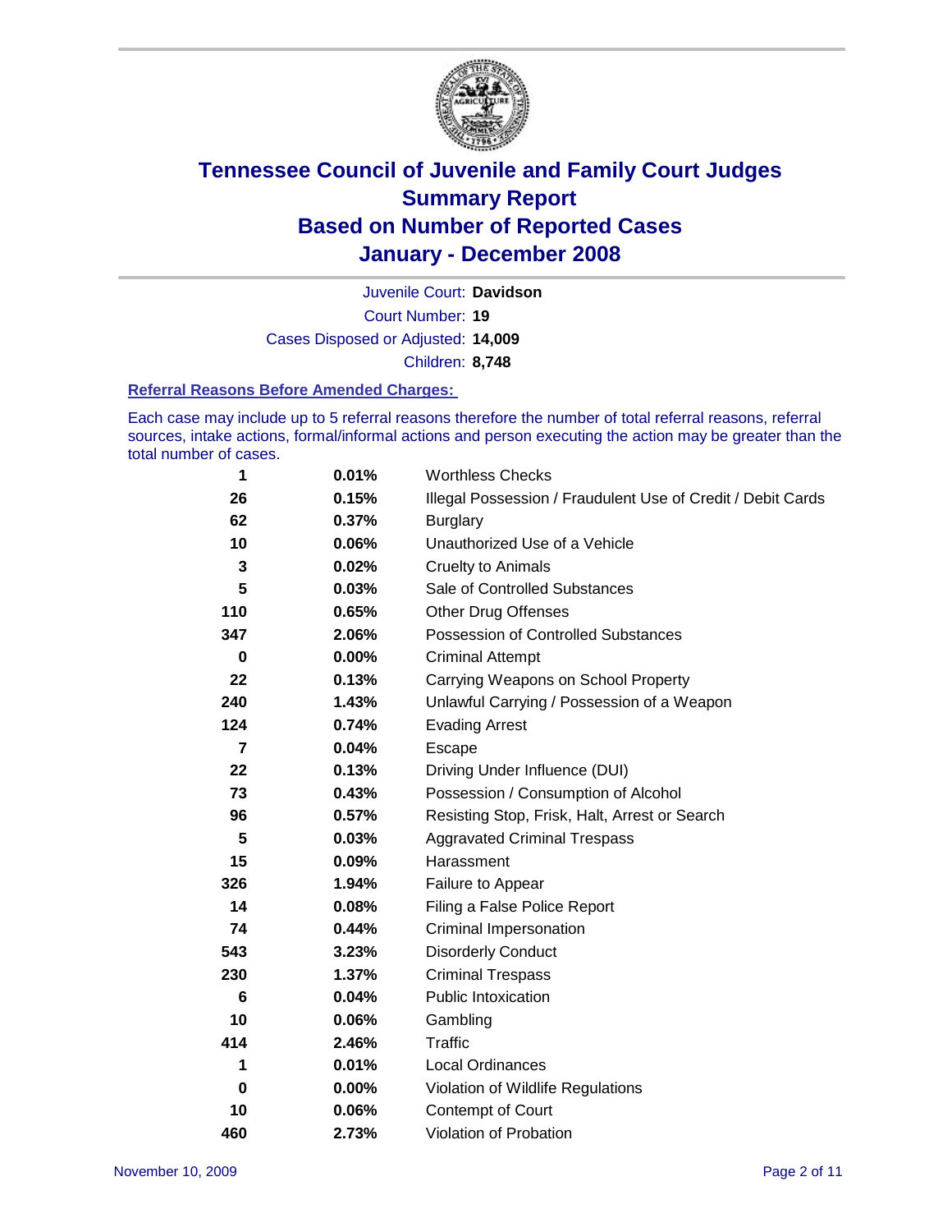# Tennessee Council of Juvenile and Family Court Judges
# Summary Report
# Based on Number of Reported Cases
# January - December 2008

Juvenile Court: **Davidson**

Court Number: **19**

Cases Disposed or Adjusted: **14,009**

Children: **8,748**

### Referral Reasons Before Amended Charges:

Each case may include up to 5 referral reasons therefore the number of total referral reasons, referral sources, intake actions, formal/informal actions and person executing the action may be greater than the total number of cases.

| | | |
|---|---|---|
| 1 | 0.01% | Worthless Checks |
| 26 | 0.15% | Illegal Possession / Fraudulent Use of Credit / Debit Cards |
| 62 | 0.37% | Burglary |
| 10 | 0.06% | Unauthorized Use of a Vehicle |
| 3 | 0.02% | Cruelty to Animals |
| 5 | 0.03% | Sale of Controlled Substances |
| 110 | 0.65% | Other Drug Offenses |
| 347 | 2.06% | Possession of Controlled Substances |
| 0 | 0.00% | Criminal Attempt |
| 22 | 0.13% | Carrying Weapons on School Property |
| 240 | 1.43% | Unlawful Carrying / Possession of a Weapon |
| 124 | 0.74% | Evading Arrest |
| 7 | 0.04% | Escape |
| 22 | 0.13% | Driving Under Influence (DUI) |
| 73 | 0.43% | Possession / Consumption of Alcohol |
| 96 | 0.57% | Resisting Stop, Frisk, Halt, Arrest or Search |
| 5 | 0.03% | Aggravated Criminal Trespass |
| 15 | 0.09% | Harassment |
| 326 | 1.94% | Failure to Appear |
| 14 | 0.08% | Filing a False Police Report |
| 74 | 0.44% | Criminal Impersonation |
| 543 | 3.23% | Disorderly Conduct |
| 230 | 1.37% | Criminal Trespass |
| 6 | 0.04% | Public Intoxication |
| 10 | 0.06% | Gambling |
| 414 | 2.46% | Traffic |
| 1 | 0.01% | Local Ordinances |
| 0 | 0.00% | Violation of Wildlife Regulations |
| 10 | 0.06% | Contempt of Court |
| 460 | 2.73% | Violation of Probation |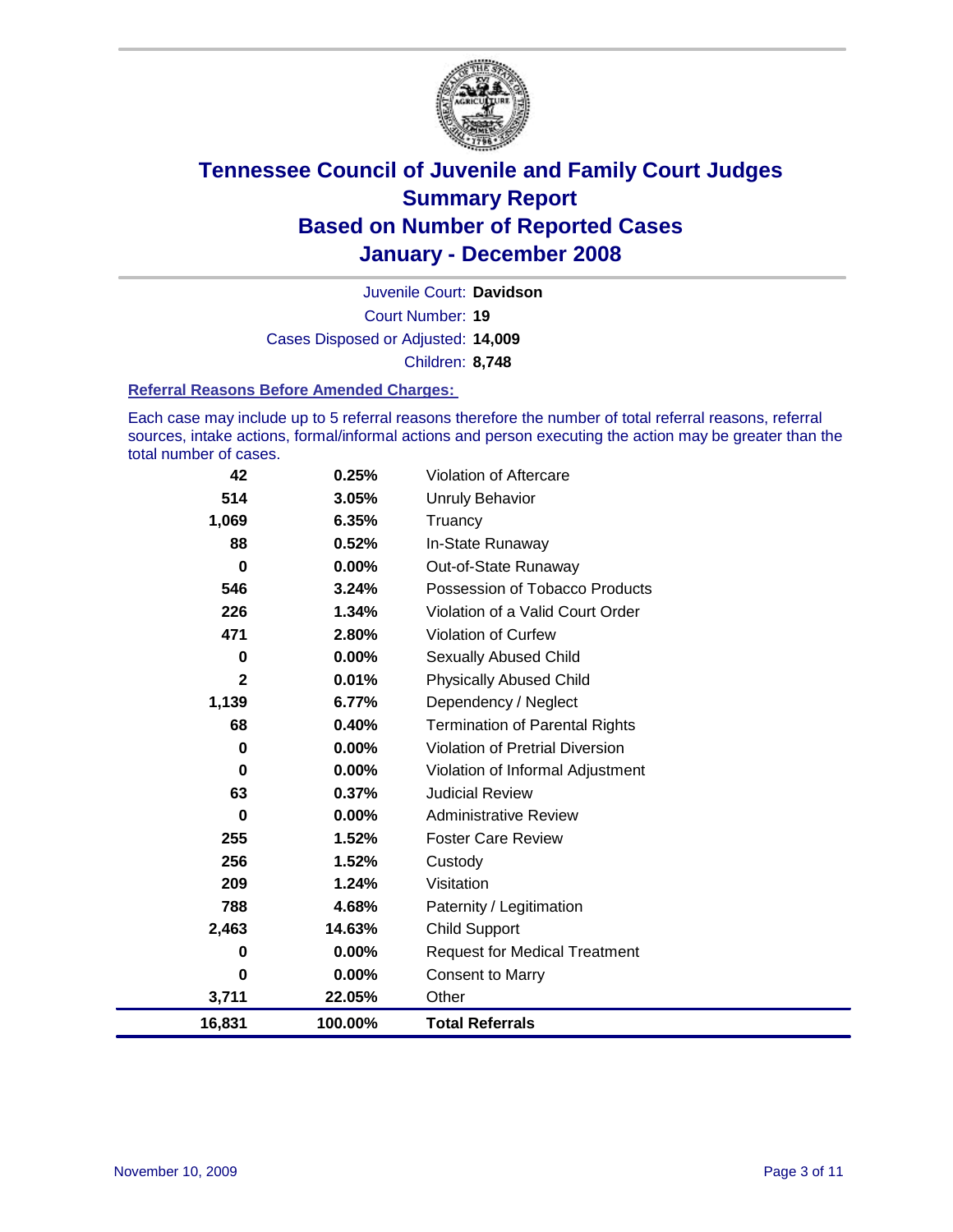# Tennessee Council of Juvenile and Family Court Judges
# Summary Report
# Based on Number of Reported Cases
# January - December 2008

Juvenile Court: **Davidson**

Court Number: **19**

Cases Disposed or Adjusted: **14,009**

Children: **8,748**

### Referral Reasons Before Amended Charges:

Each case may include up to 5 referral reasons therefore the number of total referral reasons, referral sources, intake actions, formal/informal actions and person executing the action may be greater than the total number of cases.

| Count | Percent | Referral Reason |
|---|---|---|
| 42 | 0.25% | Violation of Aftercare |
| 514 | 3.05% | Unruly Behavior |
| 1,069 | 6.35% | Truancy |
| 88 | 0.52% | In-State Runaway |
| 0 | 0.00% | Out-of-State Runaway |
| 546 | 3.24% | Possession of Tobacco Products |
| 226 | 1.34% | Violation of a Valid Court Order |
| 471 | 2.80% | Violation of Curfew |
| 0 | 0.00% | Sexually Abused Child |
| 2 | 0.01% | Physically Abused Child |
| 1,139 | 6.77% | Dependency / Neglect |
| 68 | 0.40% | Termination of Parental Rights |
| 0 | 0.00% | Violation of Pretrial Diversion |
| 0 | 0.00% | Violation of Informal Adjustment |
| 63 | 0.37% | Judicial Review |
| 0 | 0.00% | Administrative Review |
| 255 | 1.52% | Foster Care Review |
| 256 | 1.52% | Custody |
| 209 | 1.24% | Visitation |
| 788 | 4.68% | Paternity / Legitimation |
| 2,463 | 14.63% | Child Support |
| 0 | 0.00% | Request for Medical Treatment |
| 0 | 0.00% | Consent to Marry |
| 3,711 | 22.05% | Other |
| **16,831** | **100.00%** | **Total Referrals** |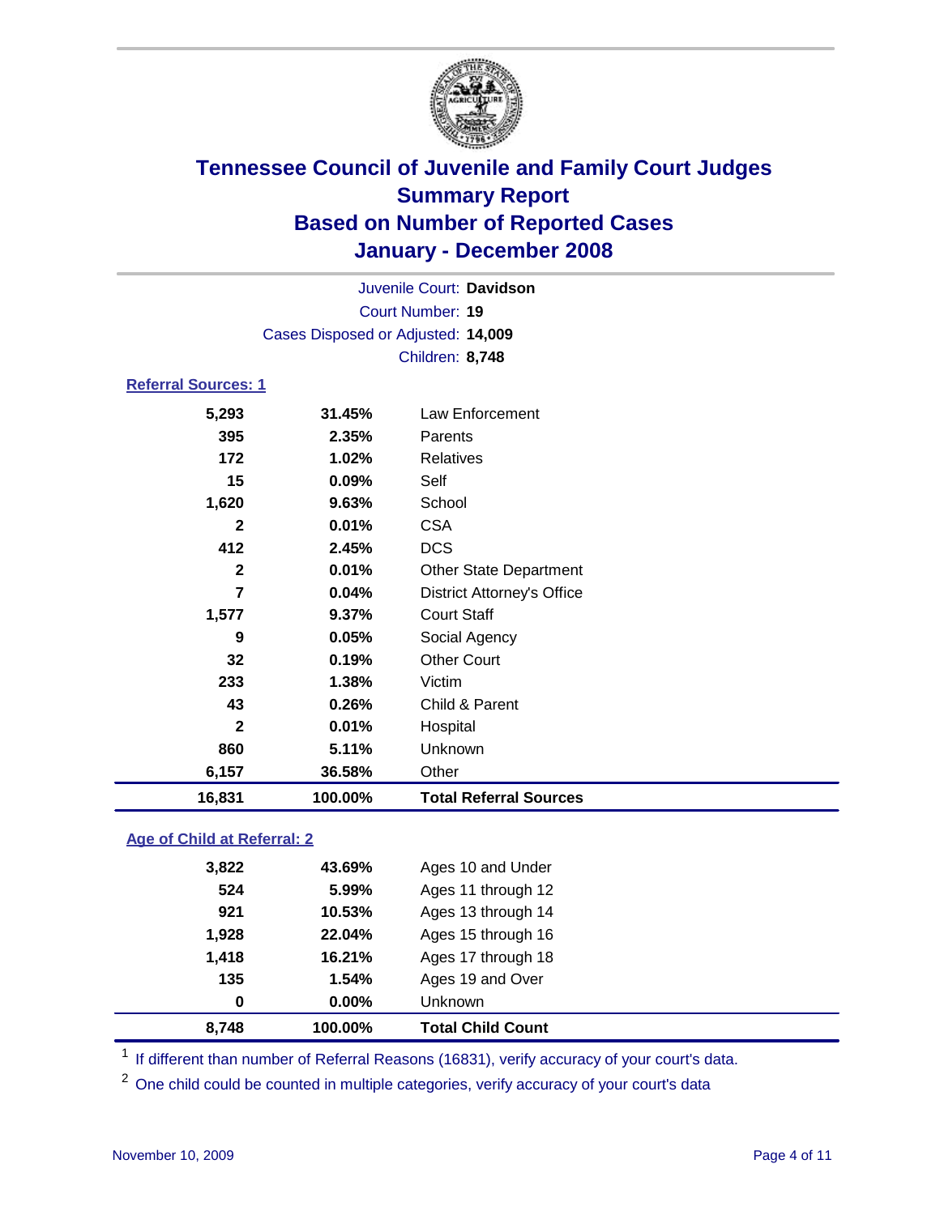# Tennessee Council of Juvenile and Family Court Judges
## Summary Report
## Based on Number of Reported Cases
## January - December 2008

Juvenile Court: **Davidson**
Court Number: **19**
Cases Disposed or Adjusted: **14,009**
Children: **8,748**

### Referral Sources: 1

| | | |
|---|---|---|
| 5,293 | 31.45% | Law Enforcement |
| 395 | 2.35% | Parents |
| 172 | 1.02% | Relatives |
| 15 | 0.09% | Self |
| 1,620 | 9.63% | School |
| 2 | 0.01% | CSA |
| 412 | 2.45% | DCS |
| 2 | 0.01% | Other State Department |
| 7 | 0.04% | District Attorney's Office |
| 1,577 | 9.37% | Court Staff |
| 9 | 0.05% | Social Agency |
| 32 | 0.19% | Other Court |
| 233 | 1.38% | Victim |
| 43 | 0.26% | Child & Parent |
| 2 | 0.01% | Hospital |
| 860 | 5.11% | Unknown |
| 6,157 | 36.58% | Other |
| **16,831** | **100.00%** | **Total Referral Sources** |

### Age of Child at Referral: 2

| | | |
|---|---|---|
| 3,822 | 43.69% | Ages 10 and Under |
| 524 | 5.99% | Ages 11 through 12 |
| 921 | 10.53% | Ages 13 through 14 |
| 1,928 | 22.04% | Ages 15 through 16 |
| 1,418 | 16.21% | Ages 17 through 18 |
| 135 | 1.54% | Ages 19 and Over |
| 0 | 0.00% | Unknown |
| **8,748** | **100.00%** | **Total Child Count** |

[1] If different than number of Referral Reasons (16831), verify accuracy of your court's data.

[2] One child could be counted in multiple categories, verify accuracy of your court's data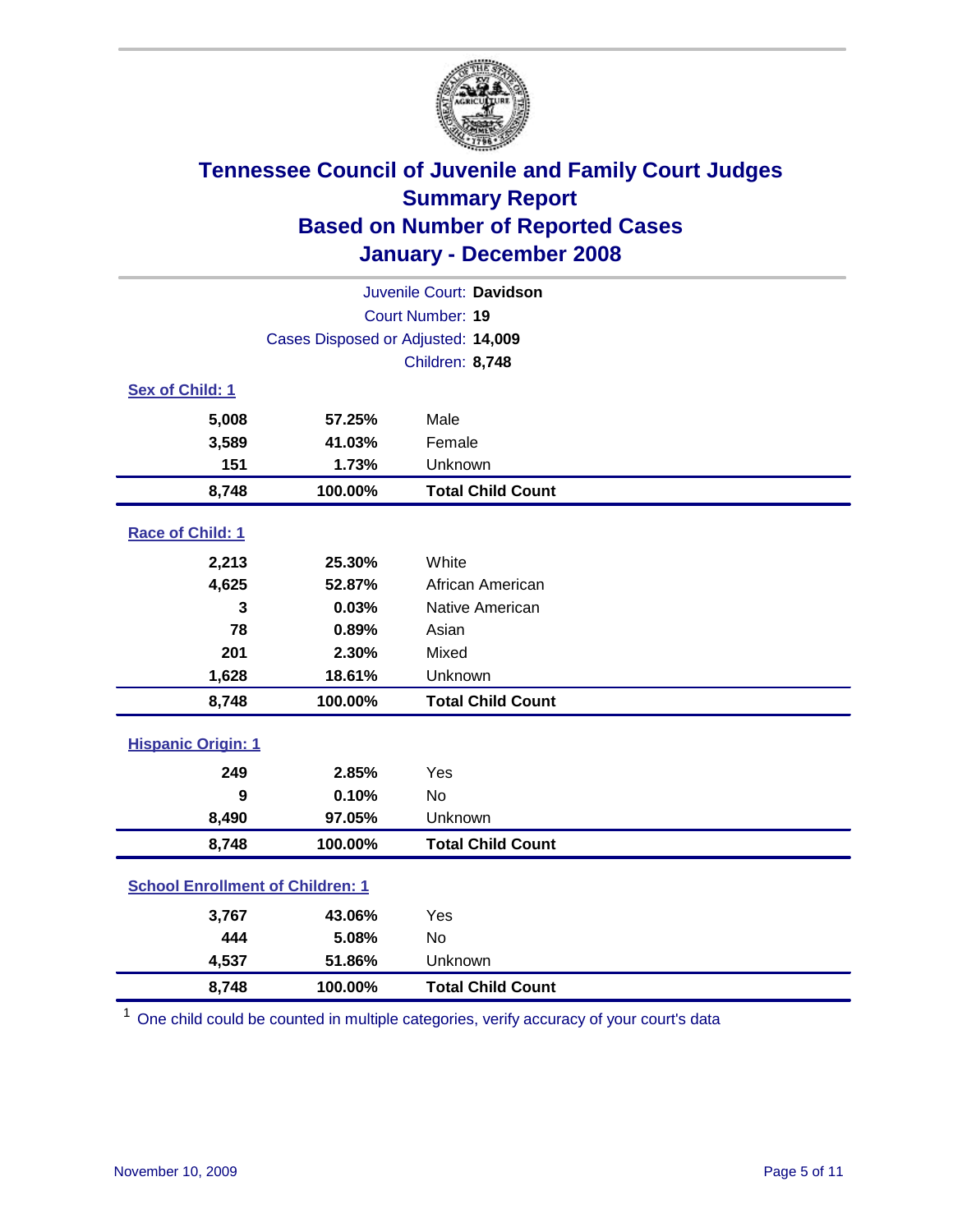# Tennessee Council of Juvenile and Family Court Judges
## Summary Report
## Based on Number of Reported Cases
## January - December 2008

Juvenile Court: **Davidson**
Court Number: **19**
Cases Disposed or Adjusted: **14,009**
Children: **8,748**

### Sex of Child: [1]

| Count | Percent | Category |
|---|---|---|
| 5,008 | 57.25% | Male |
| 3,589 | 41.03% | Female |
| 151 | 1.73% | Unknown |
| **8,748** | **100.00%** | **Total Child Count** |

### Race of Child: [1]

| Count | Percent | Category |
|---|---|---|
| 2,213 | 25.30% | White |
| 4,625 | 52.87% | African American |
| 3 | 0.03% | Native American |
| 78 | 0.89% | Asian |
| 201 | 2.30% | Mixed |
| 1,628 | 18.61% | Unknown |
| **8,748** | **100.00%** | **Total Child Count** |

### Hispanic Origin: [1]

| Count | Percent | Category |
|---|---|---|
| 249 | 2.85% | Yes |
| 9 | 0.10% | No |
| 8,490 | 97.05% | Unknown |
| **8,748** | **100.00%** | **Total Child Count** |

### School Enrollment of Children: [1]

| Count | Percent | Category |
|---|---|---|
| 3,767 | 43.06% | Yes |
| 444 | 5.08% | No |
| 4,537 | 51.86% | Unknown |
| **8,748** | **100.00%** | **Total Child Count** |

[1] One child could be counted in multiple categories, verify accuracy of your court's data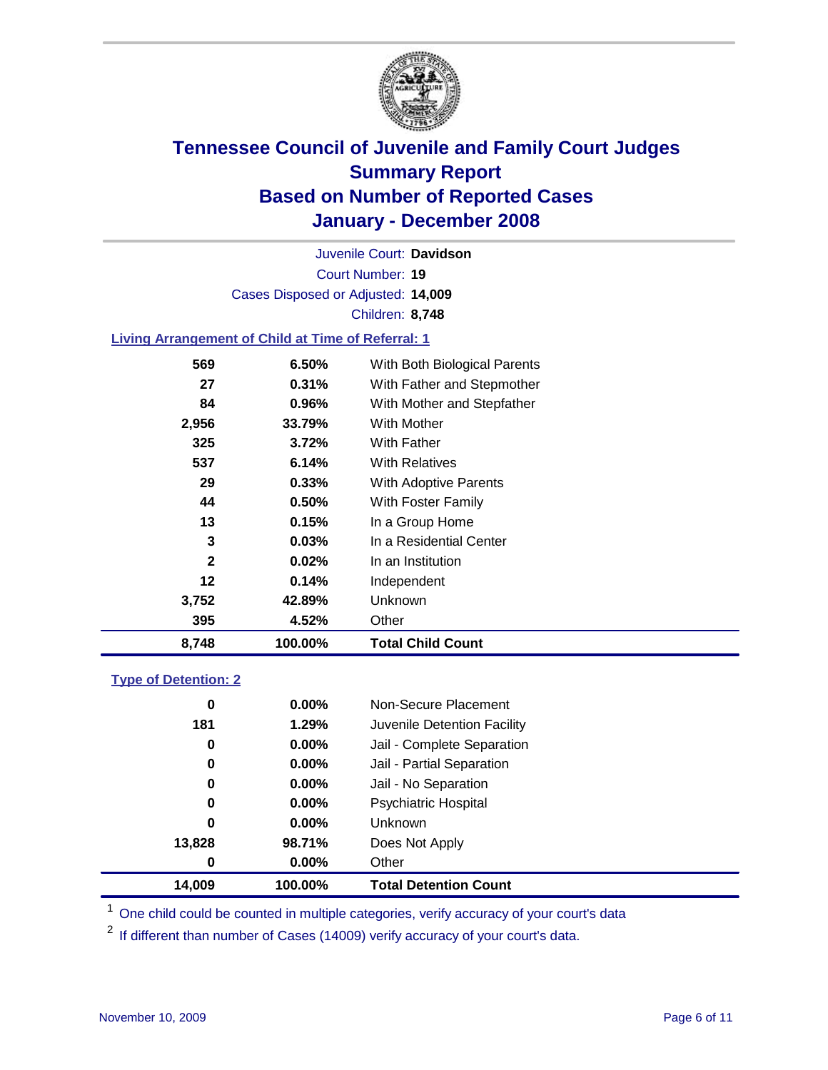# Tennessee Council of Juvenile and Family Court Judges
## Summary Report
## Based on Number of Reported Cases
## January - December 2008

Juvenile Court: **Davidson**

Court Number: **19**

Cases Disposed or Adjusted: **14,009**

Children: **8,748**

### Living Arrangement of Child at Time of Referral: 1

| Count | Percent | Category |
|---|---|---|
| 569 | 6.50% | With Both Biological Parents |
| 27 | 0.31% | With Father and Stepmother |
| 84 | 0.96% | With Mother and Stepfather |
| 2,956 | 33.79% | With Mother |
| 325 | 3.72% | With Father |
| 537 | 6.14% | With Relatives |
| 29 | 0.33% | With Adoptive Parents |
| 44 | 0.50% | With Foster Family |
| 13 | 0.15% | In a Group Home |
| 3 | 0.03% | In a Residential Center |
| 2 | 0.02% | In an Institution |
| 12 | 0.14% | Independent |
| 3,752 | 42.89% | Unknown |
| 395 | 4.52% | Other |
| **8,748** | **100.00%** | **Total Child Count** |

### Type of Detention: 2

| Count | Percent | Category |
|---|---|---|
| 0 | 0.00% | Non-Secure Placement |
| 181 | 1.29% | Juvenile Detention Facility |
| 0 | 0.00% | Jail - Complete Separation |
| 0 | 0.00% | Jail - Partial Separation |
| 0 | 0.00% | Jail - No Separation |
| 0 | 0.00% | Psychiatric Hospital |
| 0 | 0.00% | Unknown |
| 13,828 | 98.71% | Does Not Apply |
| 0 | 0.00% | Other |
| **14,009** | **100.00%** | **Total Detention Count** |

[1] One child could be counted in multiple categories, verify accuracy of your court's data

[2] If different than number of Cases (14009) verify accuracy of your court's data.

November 10, 2009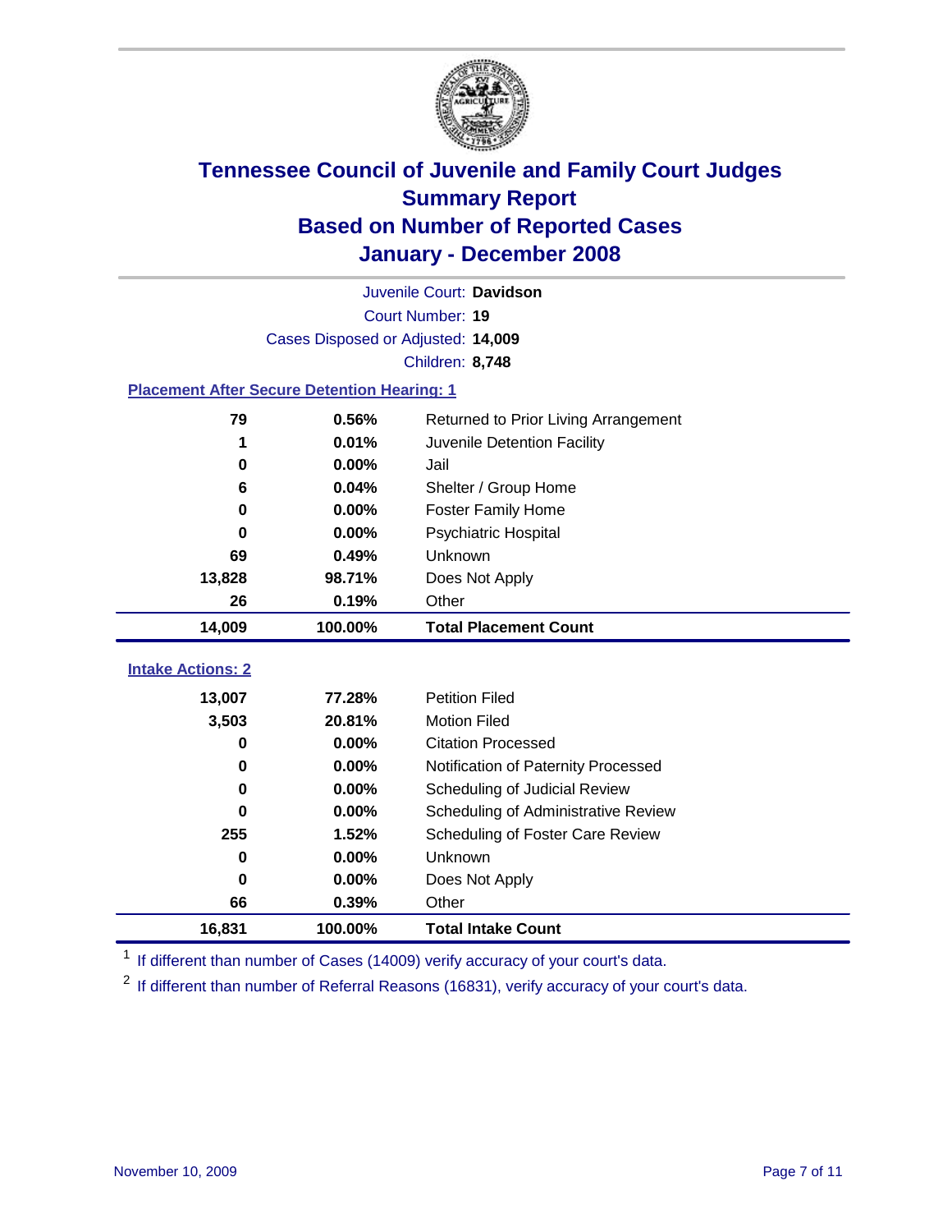# Tennessee Council of Juvenile and Family Court Judges
## Summary Report
## Based on Number of Reported Cases
## January - December 2008

Juvenile Court: **Davidson**

Court Number: **19**

Cases Disposed or Adjusted: **14,009**

Children: **8,748**

### Placement After Secure Detention Hearing: 1

| Count | Percent | Placement |
|---|---|---|
| 79 | 0.56% | Returned to Prior Living Arrangement |
| 1 | 0.01% | Juvenile Detention Facility |
| 0 | 0.00% | Jail |
| 6 | 0.04% | Shelter / Group Home |
| 0 | 0.00% | Foster Family Home |
| 0 | 0.00% | Psychiatric Hospital |
| 69 | 0.49% | Unknown |
| 13,828 | 98.71% | Does Not Apply |
| 26 | 0.19% | Other |
| **14,009** | **100.00%** | **Total Placement Count** |

### Intake Actions: 2

| Count | Percent | Intake Action |
|---|---|---|
| 13,007 | 77.28% | Petition Filed |
| 3,503 | 20.81% | Motion Filed |
| 0 | 0.00% | Citation Processed |
| 0 | 0.00% | Notification of Paternity Processed |
| 0 | 0.00% | Scheduling of Judicial Review |
| 0 | 0.00% | Scheduling of Administrative Review |
| 255 | 1.52% | Scheduling of Foster Care Review |
| 0 | 0.00% | Unknown |
| 0 | 0.00% | Does Not Apply |
| 66 | 0.39% | Other |
| **16,831** | **100.00%** | **Total Intake Count** |

[1] If different than number of Cases (14009) verify accuracy of your court's data.

[2] If different than number of Referral Reasons (16831), verify accuracy of your court's data.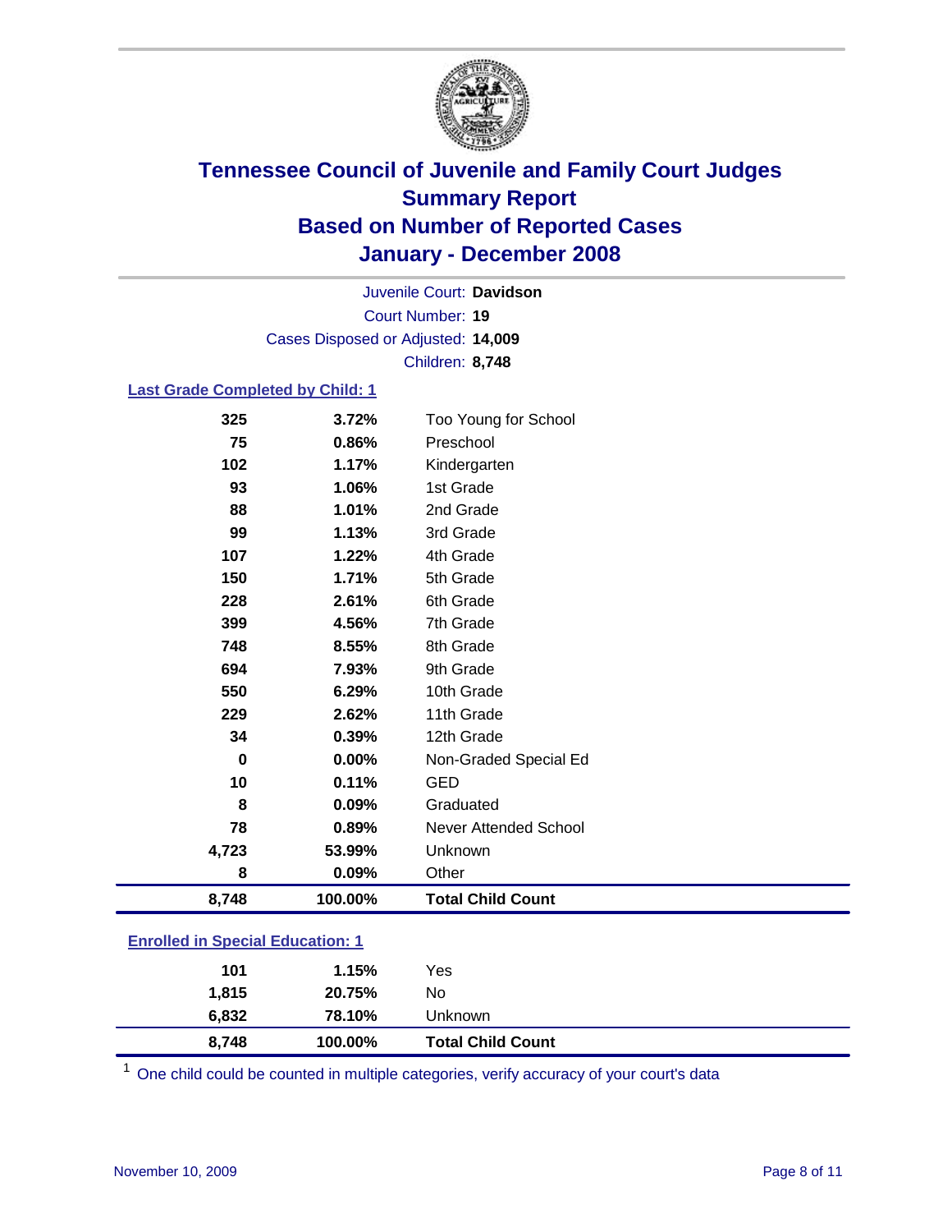# Tennessee Council of Juvenile and Family Court Judges
## Summary Report
## Based on Number of Reported Cases
## January - December 2008

Juvenile Court: **Davidson**
Court Number: **19**
Cases Disposed or Adjusted: **14,009**
Children: **8,748**

### Last Grade Completed by Child: 1

| Count | Percent | Category |
|---|---|---|
| 325 | 3.72% | Too Young for School |
| 75 | 0.86% | Preschool |
| 102 | 1.17% | Kindergarten |
| 93 | 1.06% | 1st Grade |
| 88 | 1.01% | 2nd Grade |
| 99 | 1.13% | 3rd Grade |
| 107 | 1.22% | 4th Grade |
| 150 | 1.71% | 5th Grade |
| 228 | 2.61% | 6th Grade |
| 399 | 4.56% | 7th Grade |
| 748 | 8.55% | 8th Grade |
| 694 | 7.93% | 9th Grade |
| 550 | 6.29% | 10th Grade |
| 229 | 2.62% | 11th Grade |
| 34 | 0.39% | 12th Grade |
| 0 | 0.00% | Non-Graded Special Ed |
| 10 | 0.11% | GED |
| 8 | 0.09% | Graduated |
| 78 | 0.89% | Never Attended School |
| 4,723 | 53.99% | Unknown |
| 8 | 0.09% | Other |
| **8,748** | **100.00%** | **Total Child Count** |

### Enrolled in Special Education: 1

| Count | Percent | Category |
|---|---|---|
| 101 | 1.15% | Yes |
| 1,815 | 20.75% | No |
| 6,832 | 78.10% | Unknown |
| **8,748** | **100.00%** | **Total Child Count** |

[1] One child could be counted in multiple categories, verify accuracy of your court's data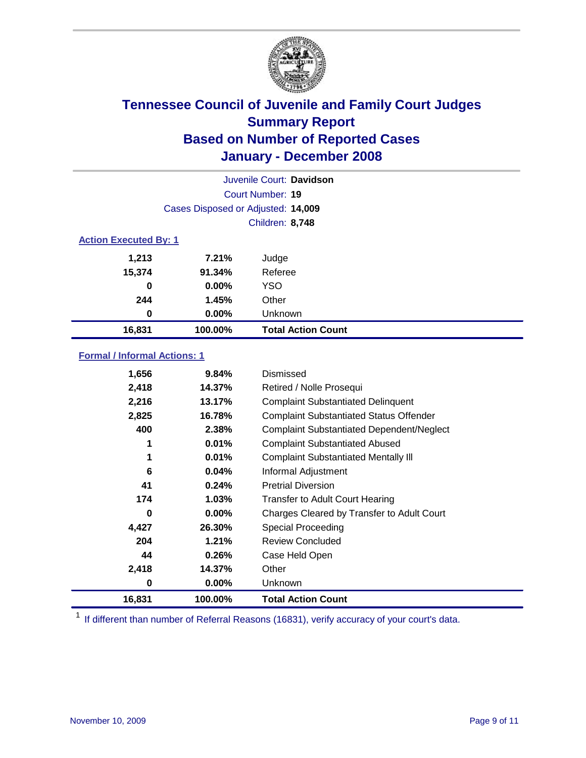# Tennessee Council of Juvenile and Family Court Judges
## Summary Report
## Based on Number of Reported Cases
## January - December 2008

Juvenile Court: **Davidson**

Court Number: **19**

Cases Disposed or Adjusted: **14,009**

Children: **8,748**

### Action Executed By: 1

| | | |
|---|---|---|
| 1,213 | 7.21% | Judge |
| 15,374 | 91.34% | Referee |
| 0 | 0.00% | YSO |
| 244 | 1.45% | Other |
| 0 | 0.00% | Unknown |
| **16,831** | **100.00%** | **Total Action Count** |

### Formal / Informal Actions: 1

| | | |
|---|---|---|
| 1,656 | 9.84% | Dismissed |
| 2,418 | 14.37% | Retired / Nolle Prosequi |
| 2,216 | 13.17% | Complaint Substantiated Delinquent |
| 2,825 | 16.78% | Complaint Substantiated Status Offender |
| 400 | 2.38% | Complaint Substantiated Dependent/Neglect |
| 1 | 0.01% | Complaint Substantiated Abused |
| 1 | 0.01% | Complaint Substantiated Mentally Ill |
| 6 | 0.04% | Informal Adjustment |
| 41 | 0.24% | Pretrial Diversion |
| 174 | 1.03% | Transfer to Adult Court Hearing |
| 0 | 0.00% | Charges Cleared by Transfer to Adult Court |
| 4,427 | 26.30% | Special Proceeding |
| 204 | 1.21% | Review Concluded |
| 44 | 0.26% | Case Held Open |
| 2,418 | 14.37% | Other |
| 0 | 0.00% | Unknown |
| **16,831** | **100.00%** | **Total Action Count** |

[1] If different than number of Referral Reasons (16831), verify accuracy of your court's data.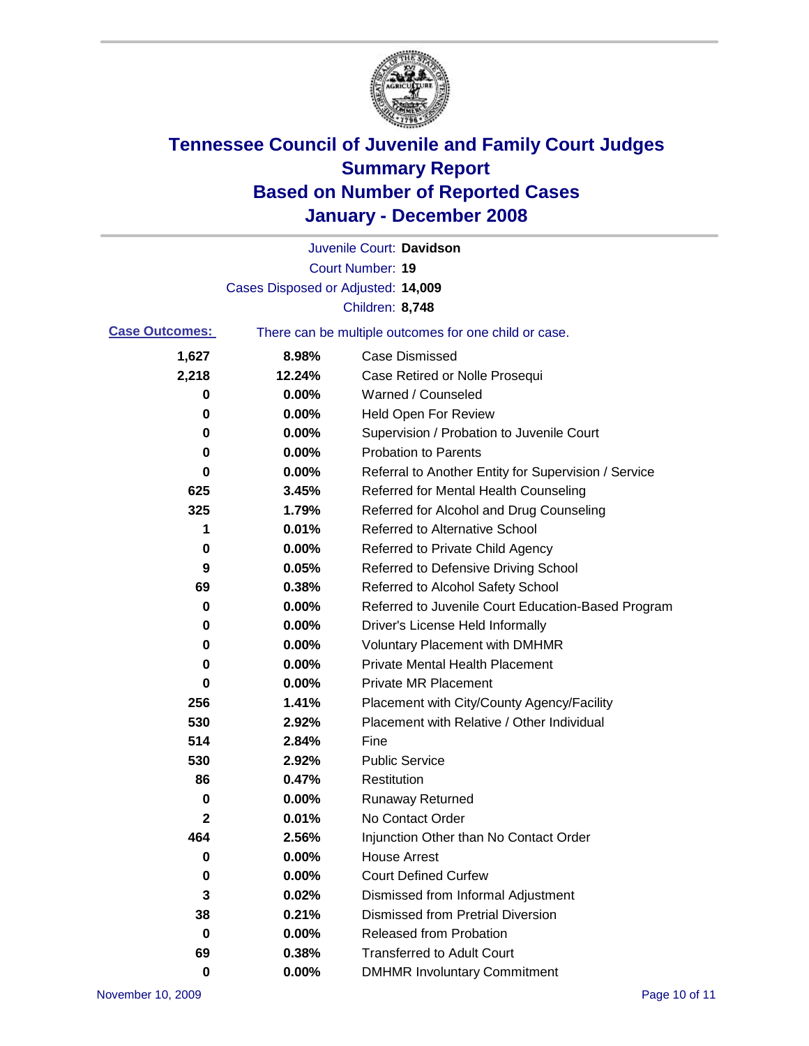# Tennessee Council of Juvenile and Family Court Judges
# Summary Report
# Based on Number of Reported Cases
# January - December 2008

Juvenile Court: **Davidson**

Court Number: **19**

Cases Disposed or Adjusted: **14,009**

Children: **8,748**

**Case Outcomes:** There can be multiple outcomes for one child or case.

| Count | Percent | Outcome |
|---|---|---|
| 1,627 | 8.98% | Case Dismissed |
| 2,218 | 12.24% | Case Retired or Nolle Prosequi |
| 0 | 0.00% | Warned / Counseled |
| 0 | 0.00% | Held Open For Review |
| 0 | 0.00% | Supervision / Probation to Juvenile Court |
| 0 | 0.00% | Probation to Parents |
| 0 | 0.00% | Referral to Another Entity for Supervision / Service |
| 625 | 3.45% | Referred for Mental Health Counseling |
| 325 | 1.79% | Referred for Alcohol and Drug Counseling |
| 1 | 0.01% | Referred to Alternative School |
| 0 | 0.00% | Referred to Private Child Agency |
| 9 | 0.05% | Referred to Defensive Driving School |
| 69 | 0.38% | Referred to Alcohol Safety School |
| 0 | 0.00% | Referred to Juvenile Court Education-Based Program |
| 0 | 0.00% | Driver's License Held Informally |
| 0 | 0.00% | Voluntary Placement with DMHMR |
| 0 | 0.00% | Private Mental Health Placement |
| 0 | 0.00% | Private MR Placement |
| 256 | 1.41% | Placement with City/County Agency/Facility |
| 530 | 2.92% | Placement with Relative / Other Individual |
| 514 | 2.84% | Fine |
| 530 | 2.92% | Public Service |
| 86 | 0.47% | Restitution |
| 0 | 0.00% | Runaway Returned |
| 2 | 0.01% | No Contact Order |
| 464 | 2.56% | Injunction Other than No Contact Order |
| 0 | 0.00% | House Arrest |
| 0 | 0.00% | Court Defined Curfew |
| 3 | 0.02% | Dismissed from Informal Adjustment |
| 38 | 0.21% | Dismissed from Pretrial Diversion |
| 0 | 0.00% | Released from Probation |
| 69 | 0.38% | Transferred to Adult Court |
| 0 | 0.00% | DMHMR Involuntary Commitment |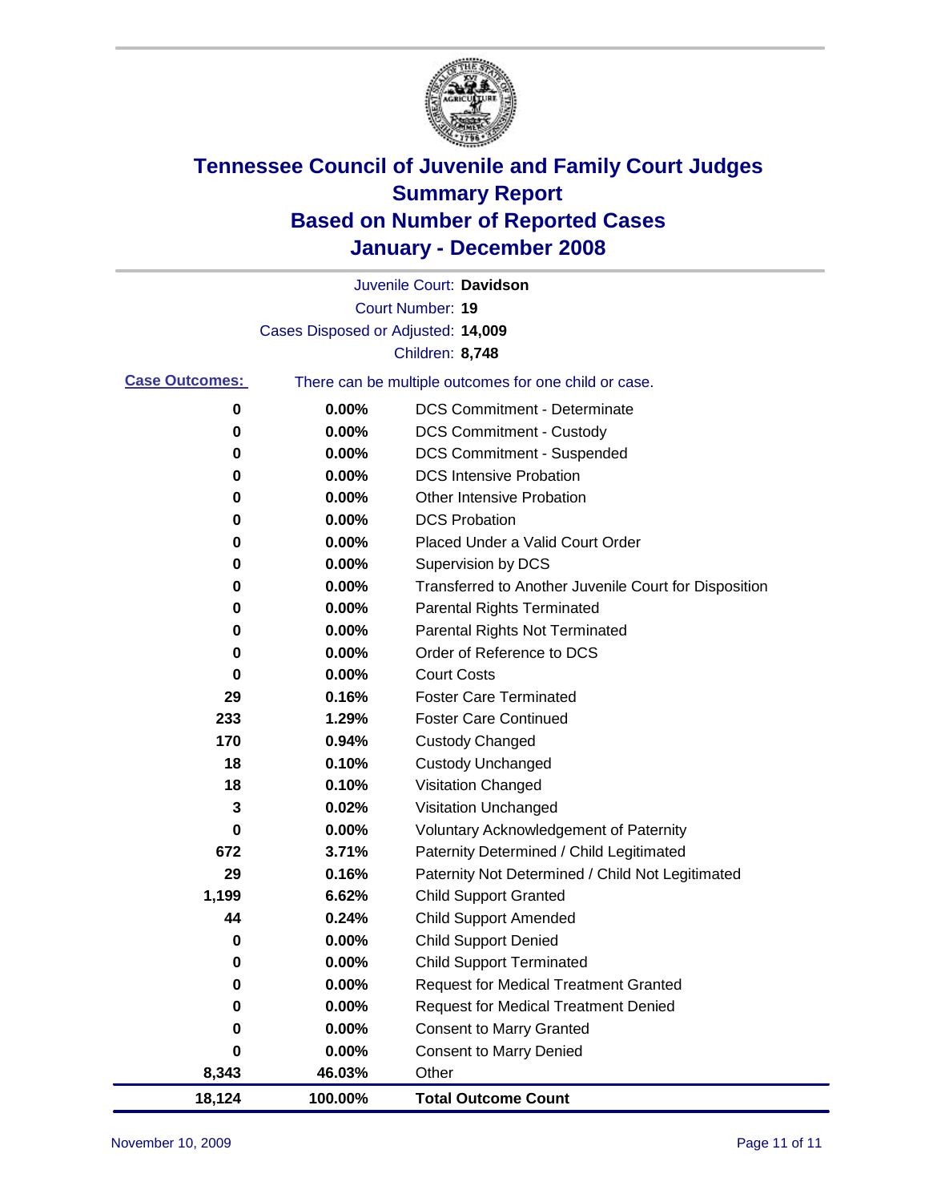# Tennessee Council of Juvenile and Family Court Judges
# Summary Report
# Based on Number of Reported Cases
# January - December 2008

Juvenile Court: **Davidson**

Court Number: **19**

Cases Disposed or Adjusted: **14,009**

Children: **8,748**

**Case Outcomes:** There can be multiple outcomes for one child or case.

| | | |
|---|---|---|
| 0 | 0.00% | DCS Commitment - Determinate |
| 0 | 0.00% | DCS Commitment - Custody |
| 0 | 0.00% | DCS Commitment - Suspended |
| 0 | 0.00% | DCS Intensive Probation |
| 0 | 0.00% | Other Intensive Probation |
| 0 | 0.00% | DCS Probation |
| 0 | 0.00% | Placed Under a Valid Court Order |
| 0 | 0.00% | Supervision by DCS |
| 0 | 0.00% | Transferred to Another Juvenile Court for Disposition |
| 0 | 0.00% | Parental Rights Terminated |
| 0 | 0.00% | Parental Rights Not Terminated |
| 0 | 0.00% | Order of Reference to DCS |
| 0 | 0.00% | Court Costs |
| 29 | 0.16% | Foster Care Terminated |
| 233 | 1.29% | Foster Care Continued |
| 170 | 0.94% | Custody Changed |
| 18 | 0.10% | Custody Unchanged |
| 18 | 0.10% | Visitation Changed |
| 3 | 0.02% | Visitation Unchanged |
| 0 | 0.00% | Voluntary Acknowledgement of Paternity |
| 672 | 3.71% | Paternity Determined / Child Legitimated |
| 29 | 0.16% | Paternity Not Determined / Child Not Legitimated |
| 1,199 | 6.62% | Child Support Granted |
| 44 | 0.24% | Child Support Amended |
| 0 | 0.00% | Child Support Denied |
| 0 | 0.00% | Child Support Terminated |
| 0 | 0.00% | Request for Medical Treatment Granted |
| 0 | 0.00% | Request for Medical Treatment Denied |
| 0 | 0.00% | Consent to Marry Granted |
| 0 | 0.00% | Consent to Marry Denied |
| 8,343 | 46.03% | Other |
| **18,124** | **100.00%** | **Total Outcome Count** |